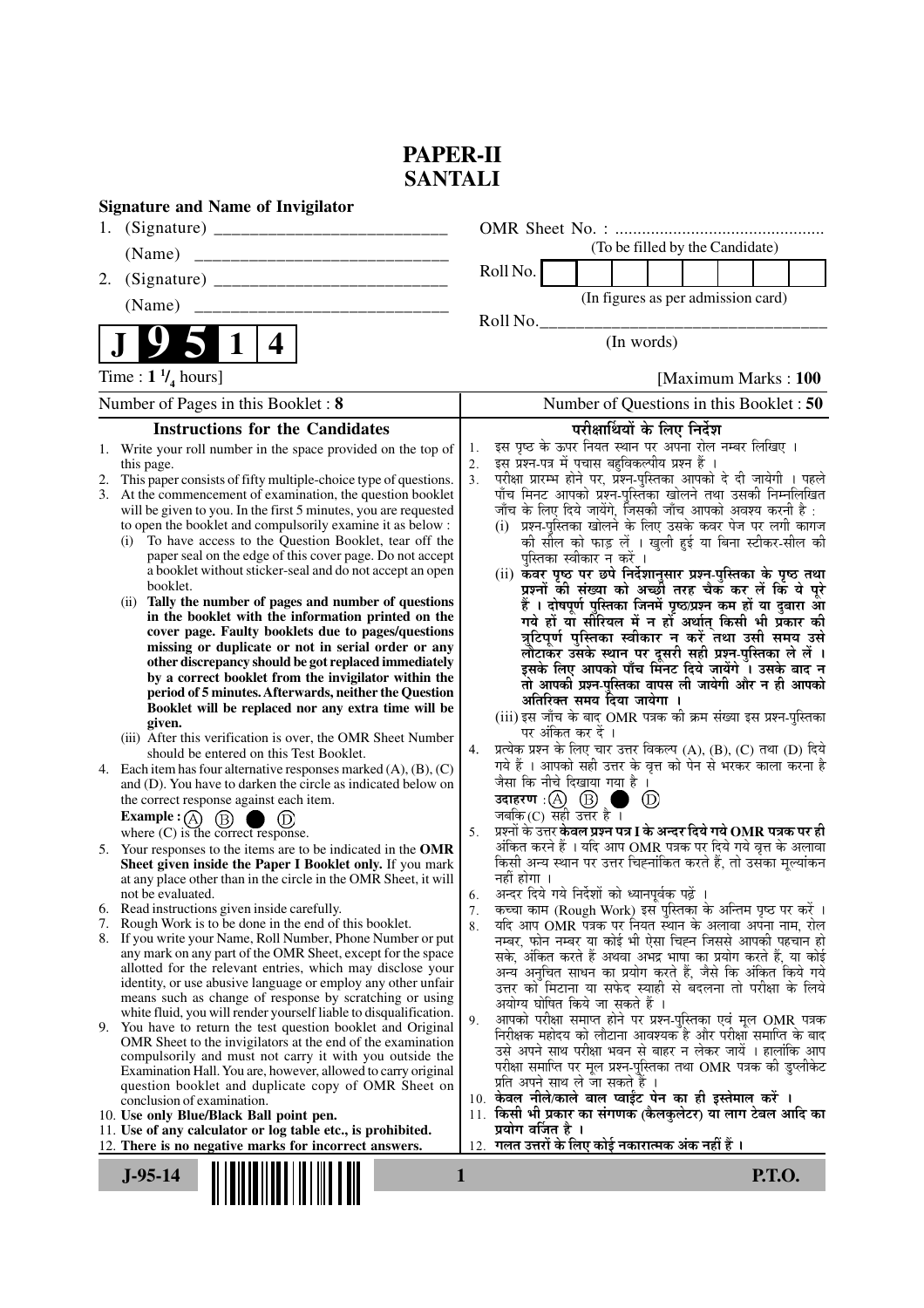# PAPER-II
# SANTALI

**Signature and Name of Invigilator**

1. (Signature) __________________________

   (Name) __________________________

2. (Signature) __________________________

   (Name) __________________________

OMR Sheet No. : ...............................................
(To be filled by the Candidate)

Roll No. | | | | | | | | |
(In figures as per admission card)

Roll No.________________________________
(In words)

**J 9 5 1 4**

Time : $1\ ^1/_4$ hours] [Maximum Marks : **100**

Number of Pages in this Booklet : **8**

Number of Questions in this Booklet : **50**

## Instructions for the Candidates

1. Write your roll number in the space provided on the top of this page.
2. This paper consists of fifty multiple-choice type of questions.
3. At the commencement of examination, the question booklet will be given to you. In the first 5 minutes, you are requested to open the booklet and compulsorily examine it as below :
   (i) To have access to the Question Booklet, tear off the paper seal on the edge of this cover page. Do not accept a booklet without sticker-seal and do not accept an open booklet.
   (ii) **Tally the number of pages and number of questions in the booklet with the information printed on the cover page. Faulty booklets due to pages/questions missing or duplicate or not in serial order or any other discrepancy should be got replaced immediately by a correct booklet from the invigilator within the period of 5 minutes. Afterwards, neither the Question Booklet will be replaced nor any extra time will be given.**
   (iii) After this verification is over, the OMR Sheet Number should be entered on this Test Booklet.
4. Each item has four alternative responses marked (A), (B), (C) and (D). You have to darken the circle as indicated below on the correct response against each item.
   **Example :** (A) (B) ● (D)
   where (C) is the correct response.
5. Your responses to the items are to be indicated in the **OMR Sheet given inside the Paper I Booklet only.** If you mark at any place other than in the circle in the OMR Sheet, it will not be evaluated.
6. Read instructions given inside carefully.
7. Rough Work is to be done in the end of this booklet.
8. If you write your Name, Roll Number, Phone Number or put any mark on any part of the OMR Sheet, except for the space allotted for the relevant entries, which may disclose your identity, or use abusive language or employ any other unfair means such as change of response by scratching or using white fluid, you will render yourself liable to disqualification.
9. You have to return the test question booklet and Original OMR Sheet to the invigilators at the end of the examination compulsorily and must not carry it with you outside the Examination Hall. You are, however, allowed to carry original question booklet and duplicate copy of OMR Sheet on conclusion of examination.
10. **Use only Blue/Black Ball point pen.**
11. **Use of any calculator or log table etc., is prohibited.**
12. **There is no negative marks for incorrect answers.**

## परीक्षार्थियों के लिए निर्देश

1. इस पृष्ठ के ऊपर नियत स्थान पर अपना रोल नम्बर लिखिए ।
2. इस प्रश्न-पत्र में पचास बहुविकल्पीय प्रश्न हैं ।
3. परीक्षा प्रारम्भ होने पर, प्रश्न-पुस्तिका आपको दे दी जायेगी । पहले पाँच मिनट आपको प्रश्न-पुस्तिका खोलने तथा उसकी निम्नलिखित जाँच के लिए दिये जायेंगे, जिसकी जाँच आपको अवश्य करनी है :
   (i) प्रश्न-पुस्तिका खोलने के लिए उसके कवर पेज पर लगी कागज की सील को फाड़ लें । खुली हुई या बिना स्टीकर-सील की पुस्तिका स्वीकार न करें ।
   (ii) **कवर पृष्ठ पर छपे निर्देशानुसार प्रश्न-पुस्तिका के पृष्ठ तथा प्रश्नों की संख्या को अच्छी तरह चैक कर लें कि ये पूरे हैं । दोषपूर्ण पुस्तिका जिनमें पृष्ठ/प्रश्न कम हों या दुबारा आ गये हों या सीरियल में न हों अर्थात् किसी भी प्रकार की त्रुटिपूर्ण पुस्तिका स्वीकार न करें तथा उसी समय उसे लौटाकर उसके स्थान पर दूसरी सही प्रश्न-पुस्तिका ले लें । इसके लिए आपको पाँच मिनट दिये जायेंगे । उसके बाद न तो आपकी प्रश्न-पुस्तिका वापस ली जायेगी और न ही आपको अतिरिक्त समय दिया जायेगा ।**
   (iii) इस जाँच के बाद OMR पत्रक की क्रम संख्या इस प्रश्न-पुस्तिका पर अंकित कर दें ।
4. प्रत्येक प्रश्न के लिए चार उत्तर विकल्प (A), (B), (C) तथा (D) दिये गये हैं । आपको सही उत्तर के वृत्त को पेन से भरकर काला करना है जैसा कि नीचे दिखाया गया है ।
   **उदाहरण :** (A) (B) ● (D)
   जबकि (C) सही उत्तर है ।
5. प्रश्नों के उत्तर **केवल प्रश्न पत्र I के अन्दर दिये गये OMR पत्रक पर ही** अंकित करने हैं । यदि आप OMR पत्रक पर दिये गये वृत्त के अलावा किसी अन्य स्थान पर उत्तर चिह्नांकित करते हैं, तो उसका मूल्यांकन नहीं होगा ।
6. अन्दर दिये गये निर्देशों को ध्यानपूर्वक पढ़ें ।
7. कच्चा काम (Rough Work) इस पुस्तिका के अन्तिम पृष्ठ पर करें ।
8. यदि आप OMR पत्रक पर नियत स्थान के अलावा अपना नाम, रोल नम्बर, फोन नम्बर या कोई भी ऐसा चिह्न जिससे आपकी पहचान हो सके, अंकित करते हैं अथवा अभद्र भाषा का प्रयोग करते हैं, या कोई अन्य अनुचित साधन का प्रयोग करते हैं, जैसे कि अंकित किये गये उत्तर को मिटाना या सफेद स्याही से बदलना तो परीक्षा के लिये अयोग्य घोषित किये जा सकते हैं ।
9. आपको परीक्षा समाप्त होने पर प्रश्न-पुस्तिका एवं मूल OMR पत्रक निरीक्षक महोदय को लौटाना आवश्यक है और परीक्षा समाप्ति के बाद उसे अपने साथ परीक्षा भवन से बाहर न लेकर जायें । हालांकि आप परीक्षा समाप्ति पर मूल प्रश्न-पुस्तिका तथा OMR पत्रक की डुप्लीकेट प्रति अपने साथ ले जा सकते हैं ।
10. **केवल नीले/काले बाल प्वाईंट पेन का ही इस्तेमाल करें ।**
11. **किसी भी प्रकार का संगणक (कैलकुलेटर) या लाग टेबल आदि का प्रयोग वर्जित है ।**
12. **गलत उत्तरों के लिए कोई नकारात्मक अंक नहीं हैं ।**

**J-95-14** **P.T.O.**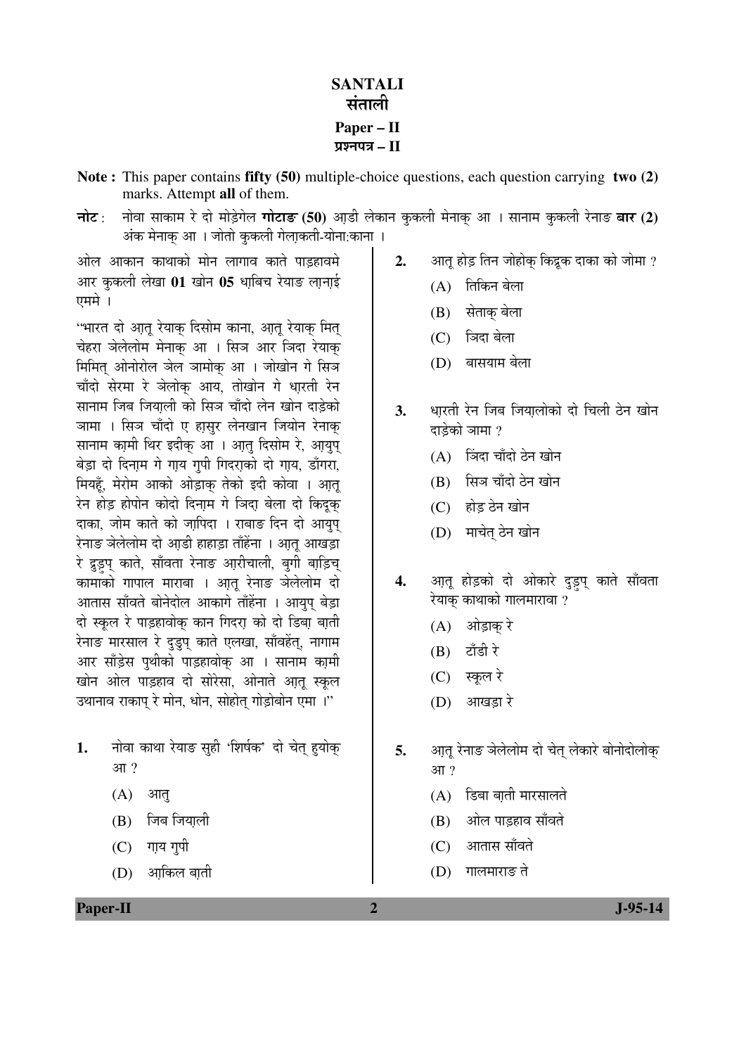# SANTALI
# संताली
## Paper – II
## प्रश्नपत्र – II

**Note :** This paper contains **fifty (50)** multiple-choice questions, each question carrying **two (2)** marks. Attempt **all** of them.

**नोट :** नोवा साकाम रे दो मोड़ेगेल **गोटाङ (50)** आड़ी लेकान कुकली मेनाक् आ । सानाम कुकली रेनाङ **बार (2)** अंक मेनाक् आ । जोतो कुकली गेलाकती-योना:काना ।

ओल आकान काथाको मोन लागाव काते पाड़हावमे आर कुकली लेखा **01** खोन **05** धाबिच रेयाङ लाना़ई एममे ।

"भारत दो आतू रेयाक् दिसोम काना, आतू रेयाक् मित् चेहरा ञेलेलोम मेनाक् आ । सिञ आर ञिदा रेयाक् मिमित् ओनोरोल ञेल ञामोक् आ । जोखोन गे सिञ चाँदो सेरमा रे ञेलोक् आय, तोखोन गे धारती रेन सानाम जिब जियाली को सिञ चाँदो लेन खोन दाड़ेको ञामा । सिञ चाँदो ए हासुर लेनखान जियोन रेयाक् सानाम कामी थिर इदीक् आ । आतु दिसोम रे, आयुप् बेड़ा दो दिनाम गे गाय गुपी गिदरा़को दो गाय, डाँगरा, मियहूँ, मेरोम आको ओड़ाक् तेको इदी कोवा । आतू रेन होड़ होपोन कोदो दिनाम गे ञिदा बेला दो किदूक् दाका, जोम काते को जा़पिदा । राबाङ दिन दो आयुप् रेनाङ ञेलेलोम दो आड़ी हाहाड़ा ताँहेंना । आतू आखड़ा रे द्रुडुप् काते, सँावता रेनाङ आ़रीचाली, बुगी बा़ड़िच् कामाको गापाल माराबा । आतू रेनाङ ञेलेलोम दो आतास साँवते बोनेदोल आकागे ताँहेंना । आयुप् बेड़ा दो स्कूल रे पाड़हावोक् कान गिदरा़ को दो डिबा़ बा़ती रेनाङ मारसाल रे दुडुप् काते एलखा, साँवहेंत्, नागाम आर साँड़ेस पुथीको पाड़हावोक् आ । सानाम कामी खोन ओल पाड़हाव दो सोरेसा, ओनाते आतू स्कूल उथानाव राकाप् रे मोन, धोन, सोहोत् गोड़ोबोन एमा ।"

1. नोवा काथा रेयाङ सुही 'शिर्षक' दो चेत् हुयोक् आ ?
   - (A) आतु
   - (B) जिब जिया़ली
   - (C) गाय गुपी
   - (D) आ़किल बा़ती

2. आतू होड़ तिन जोहोक् किद्रूक दाका को जोमा ?
   - (A) तिकिन बेला
   - (B) सेताक् बेला
   - (C) ञिदा बेला
   - (D) बासयाम बेला

3. धारती रेन जिब जिया़लोको दो चिली ठेन खोन दाड़ेको ञामा ?
   - (A) ञिंदा चाँदो ठेन खोन
   - (B) सिञ चाँदो ठेन खोन
   - (C) होड़ ठेन खोन
   - (D) माचेत् ठेन खोन

4. आतू होड़को दो ओकारे दुड़ुप् काते साँवता रेयाक् काथाको गालमारावा ?
   - (A) ओड़ाक् रे
   - (B) टाँडी रे
   - (C) स्कूल रे
   - (D) आखड़ा रे

5. आतू रेनाङ ञेलेलोम दो चेत् लेकारे बोनोदोलोक् आ ?
   - (A) डिबा़ बा़ती मारसालते
   - (B) ओल पाड़हाव साँवते
   - (C) आतास साँवते
   - (D) गालमाराङ ते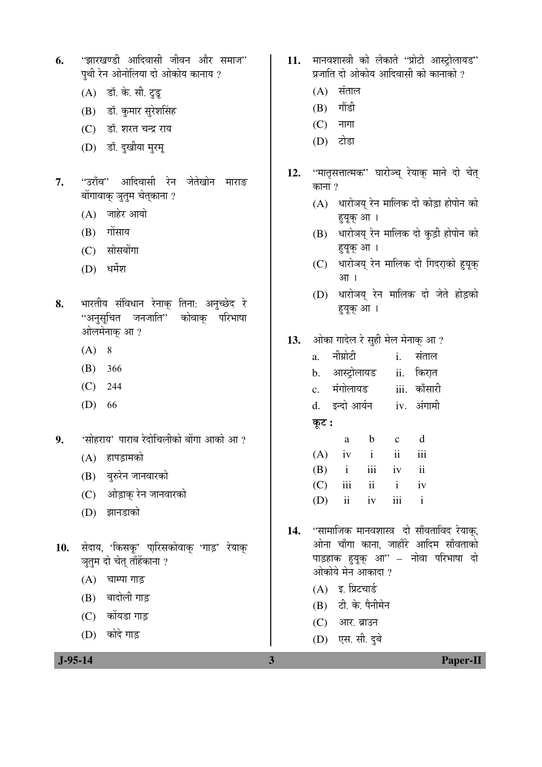6. "झारखण्डी आदिवासी जीवन और समाज" पुथी रेन ओनोलिया दो ओकोय कानाय ?

   (A) डॉ. के. सी. टुडू

   (B) डॉ. कुमार सुरेशसिंह

   (C) डॉ. शरत चन्द्र राय

   (D) डॉ. दुखीया मुरमू

7. "उराँव" आदिवासी रेन जेतेखोन माराङ बोंगावाक् ञुतुम चेत्काना ?

   (A) जाहेर आयो

   (B) गोंसाय

   (C) सोसबोंगा

   (D) धर्मेश

8. भारतीय संविधान रेनाक् तिना: अनुच्छेद रे "अनुसूचित जनजाति" कोवाक् परिभाषा ओलमेनाक् आ ?

   (A) 8

   (B) 366

   (C) 244

   (D) 66

9. 'सोहराय' पाराब रेदोचिलीको बोंगा आको आ ?

   (A) हापड़ामको

   (B) बुरुरेन जानवारको

   (C) ओड़ाक् रेन जानवारको

   (D) झानडाको

10. सेदाय, 'किसकू' पारिसकोवाक् 'गाड़' रेयाक् ञुतुम दो चेत् ताँहेंकाना ?

    (A) चाम्पा गाड़

    (B) बादोली गाड़

    (C) कोंयडा गाड़

    (D) कोदे गाड़

11. मानवशास्त्री को लेकाते "प्रोटो आस्ट्रोलायड" प्रजाति दो ओकोय आदिवासी को कानाको ?

    (A) संताल

    (B) गोंडी

    (C) नागा

    (D) टोडा

12. "मातृसत्तात्मक" घारोञ्च् रेयाक् माने दो चेत् काना ?

    (A) धारोञय् रेन मालिक दो कोड़ा होपोन को हयूक् आ ।

    (B) धारोञय् रेन मालिक दो कुड़ी होपोन को हयूक् आ ।

    (C) धारोञय् रेन मालिक दो गिदराको हयूक् आ ।

    (D) धारोञय् रेन मालिक दो जेते होड़को हयूक् आ ।

13. ओका गादेल रे सुही मेल मेनाक् आ ?

    | | | | |
    |---|---|---|---|
    | a. | नीग्रोटी | i. | संताल |
    | b. | आस्ट्रोलायड | ii. | किरात |
    | c. | मंगोलायड | iii. | काँसारी |
    | d. | इन्दो आर्यन | iv. | अंगामी |

    **कूट :**

    | | a | b | c | d |
    |---|---|---|---|---|
    | (A) | iv | i | ii | iii |
    | (B) | i | iii | iv | ii |
    | (C) | iii | ii | i | iv |
    | (D) | ii | iv | iii | i |

14. "सामाजिक मानवशास्त्र दो साँवताविद रेयाक्, ओना चाँगा काना, जाहाँरे आदिम साँवताको पाड़हाक हयूक् आ" – नोवा परिभाषा दो ओकोये मेन आकादा ?

    (A) इ. प्रिटचार्ड

    (B) टी. के. पैनीमेन

    (C) आर. ब्राउन

    (D) एस. सी. दुबे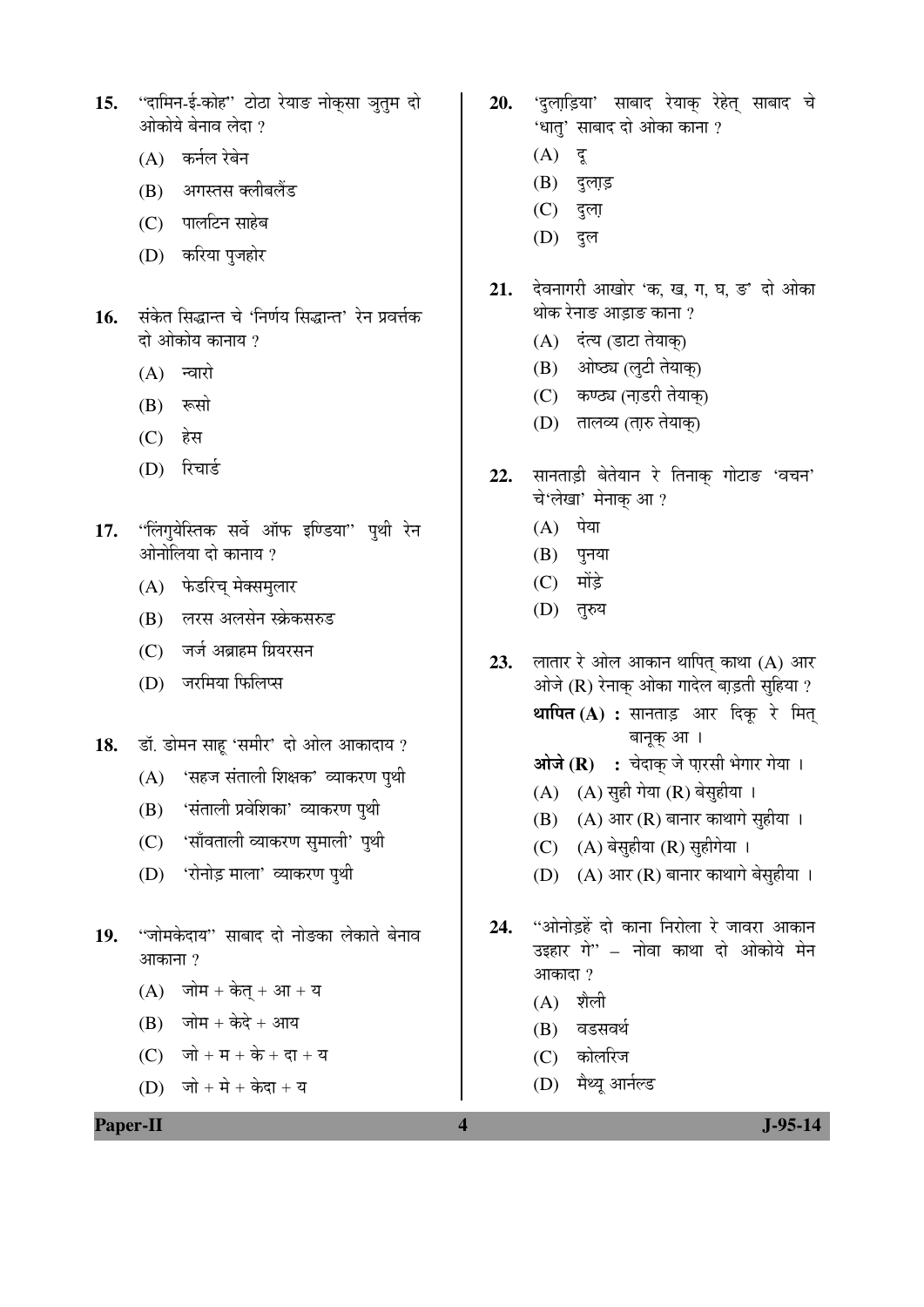15. "दामिन-ई-कोह" टोटा रेयाङ नोक्सा ञुतुम दो ओकोये बेनाव लेदा ?

    (A) कर्नल रेबेन

    (B) अगस्तस क्लीबलैंड

    (C) पालटिन साहेब

    (D) करिया पुजहोर

16. संकेत सिद्धान्त चे 'निर्णय सिद्धान्त' रेन प्रवर्त्तक दो ओकोय कानाय ?

    (A) न्वारो

    (B) रूसो

    (C) हेस

    (D) रिचार्ड

17. "लिंगुयेस्तिक सर्वे ऑफ इण्डिया" पुथी रेन ओनोलिया दो कानाय ?

    (A) फेडरिच् मेक्समुलार

    (B) लरस अलसेन स्क्रेकसरुड

    (C) जर्ज अब्राहम ग्रियरसन

    (D) जरमिया फिलिप्स

18. डॉ. डोमन साहू 'समीर' दो ओल आकादाय ?

    (A) 'सहज संताली शिक्षक' व्याकरण पुथी

    (B) 'संताली प्रवेशिका' व्याकरण पुथी

    (C) 'साँवताली व्याकरण सुमाली' पुथी

    (D) 'रोनोड़ माला' व्याकरण पुथी

19. "जोमकेदाय" साबाद दो नोङका लेकाते बेनाव आकाना ?

    (A) जोम + केत् + आ + य

    (B) जोम + केदे + आय

    (C) जो + म + के + दा + य

    (D) जो + मे + केदा + य

20. 'दुलाड़िया' साबाद रेयाक् रेहेत् साबाद चे 'धातु' साबाद दो ओका काना ?

    (A) दू

    (B) दुलाड़

    (C) दुला

    (D) दुल

21. देवनागरी आखोर 'क, ख, ग, घ, ङ' दो ओका थोक रेनाङ आड़ाङ काना ?

    (A) दंत्य (डाटा तेयाक्)

    (B) ओष्ठ्य (लुटी तेयाक्)

    (C) कण्ठ्य (नाड़री तेयाक्)

    (D) तालव्य (तारु तेयाक्)

22. सानताड़ी बेतेयान रे तिनाक् गोटाङ 'वचन' चे'लेखा' मेनाक् आ ?

    (A) पेया

    (B) पुनया

    (C) मोंड़े

    (D) तुरुय

23. लातार रे ओल आकान थापित् काथा (A) आर ओजे (R) रेनाक् ओका गादेल बाड़ती सुहिया ?

    **थापित (A) :** सानताड़ आर दिकू रे मित् बानूक् आ ।

    **ओजे (R) :** चेदाक् जे पारसी भेगार गेया ।

    (A) (A) सुही गेया (R) बेसुहीया ।

    (B) (A) आर (R) बानार काथागे सुहीया ।

    (C) (A) बेसुहीया (R) सुहीगेया ।

    (D) (A) आर (R) बानार काथागे बेसुहीया ।

24. "ओनोड़हें दो काना निरोला रे जावरा आकान उइहार गे" – नोवा काथा दो ओकोये मेन आकादा ?

    (A) शैली

    (B) वडसवर्थ

    (C) कोलरिज

    (D) मैथ्यू आर्नल्ड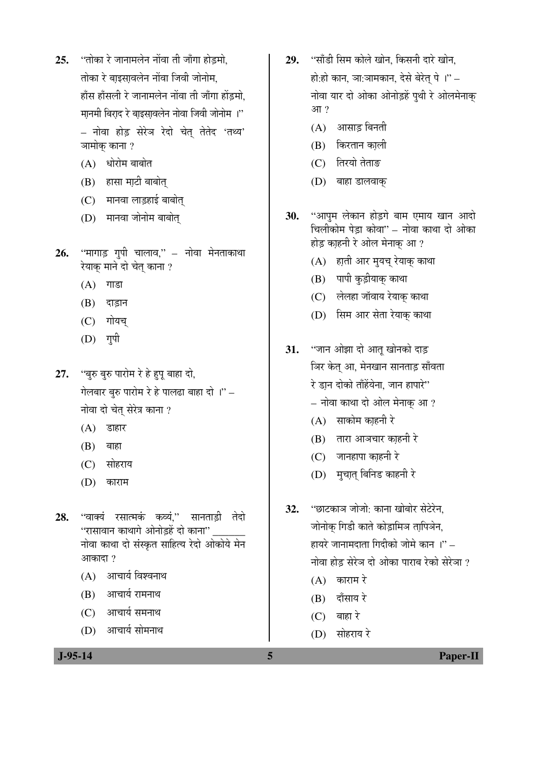25. "तोका रे जानामलेन नोंवा ती जाँगा होड़मो,
तोका रे बाइसावलेन नोंवा जिवी जोनोम,
हाँस हाँसली रे जानामलेन नोंवा ती जाँगा होंड़मो,
मानमी बिराद रे बाइसावलेन नोवा जिवी जोनोम ।"
– नोवा होड़ सेरेञ रेदो चेत् तेतेद 'तथ्य' ञामोक् काना ?
(A) धोरोम बाबोत
(B) हासा माटी बाबोत्
(C) मानवा लाड़हाई बाबोत्
(D) मानवा जोनोम बाबोत्

26. "मागाड़ गुपी चालाव," – नोवा मेनताकाथा रेयाक् माने दो चेत् काना ?
(A) गाडा
(B) दाड़ान
(C) गोयच्
(D) गुपी

27. "बुरु बुरु पारोम रे हे हुपू बाहा दो,
गेलबार बुरु पारोम रे हे पालढा बाहा दो ।" –
नोवा दो चेत् सेरेञ काना ?
(A) डाहार
(B) बाहा
(C) सोहराय
(D) काराम

28. "वाक्यं रसात्मकं कव्यं," सानताड़ी तेदो "रासावान काथागे ओनोड़हें दो काना" _______ नोवा काथा दो संस्कृत साहित्य रेदो ओकोये मेन आकादा ?
(A) आचार्य विश्वनाथ
(B) आचार्य रामनाथ
(C) आचार्य समनाथ
(D) आचार्य सोमनाथ

29. "साँडी सिम कोले खोन, किसनी दारे खोन,
हो:हो कान, ञा:ञामकान, देसे बेरेत् पे ।" –
नोवा यार दो ओका ओनोड़हें पुथी रे ओलमेनाक् आ ?
(A) आसाड़ बिनती
(B) किरतान काली
(C) तिरयो तेताङ
(D) बाहा डालवाक्

30. "आपुम लेकान होड़गे बाम एमाय खान आदो चिलीकोम पेड़ा कोवा" – नोवा काथा दो ओका होड़ काहनी रे ओल मेनाक् आ ?
(A) हाती आर मुयच् रेयाक् काथा
(B) पापी कुड़ीयाक् काथा
(C) लेलहा जॉवाय रेयाक् काथा
(D) सिम आर सेता रेयाक् काथा

31. "जान ओझा दो आतू खोनको दाड़
ञिर केत् आ, मेनखान सानताड़ साँवता
रे डान दोको ताँहेंयेना, जान हापारे"
– नोवा काथा दो ओल मेनाक् आ ?
(A) साकोम काहनी रे
(B) तारा आञचार काहनी रे
(C) जानहापा काहनी रे
(D) मुचात् बिनिड काहनी रे

32. "छाटकाञ जोजो: काना खोबोर सेटेरेन,
जोनोक् गिडी काते कोड़ामिञ तापिञेन,
हायरे जानामदाता गिदीको जोमे कान ।" –
नोवा होड़ सेरेञ दो ओका पाराब रेको सेरेञा ?
(A) काराम रे
(B) दाँसाय रे
(C) बाहा रे
(D) सोहराय रे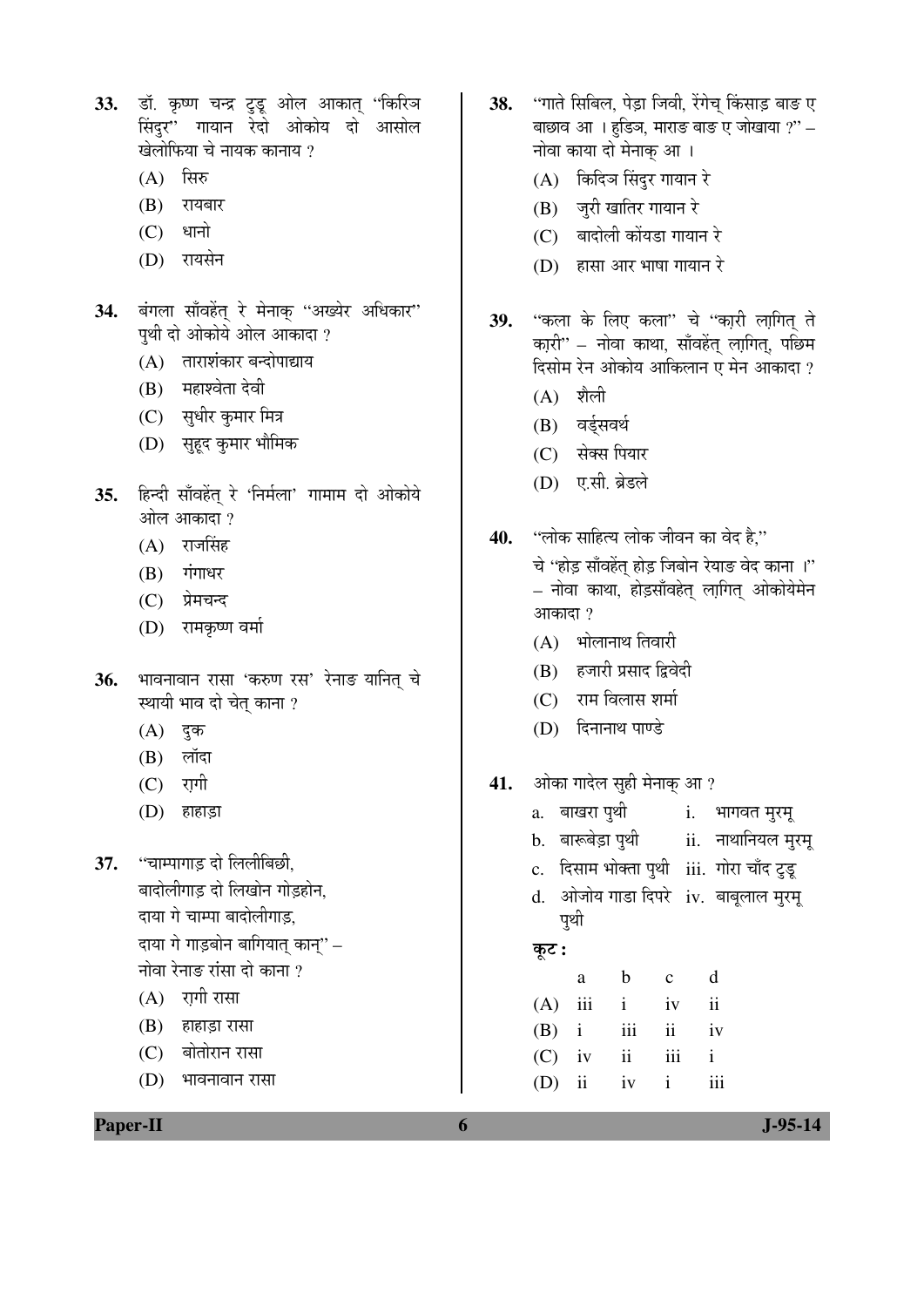33. डॉ. कृष्ण चन्द्र टुडू ओल आकात् "किरिञ सिंदुर" गायान रेदो ओकोय दो आसोल खेलोफिया चे नायक कानाय ?
    - (A) सिरु
    - (B) रायबार
    - (C) धानो
    - (D) रायसेन

34. बंगला साँवहेंत् रे मेनाक् "अख्येर अधिकार" पुथी दो ओकोये ओल आकादा ?
    - (A) ताराशंकार बन्दोपाद्याय
    - (B) महाश्वेता देवी
    - (C) सुधीर कुमार मित्र
    - (D) सुहृद कुमार भौमिक

35. हिन्दी साँवहेंत् रे 'निर्मला' गामाम दो ओकोये ओल आकादा ?
    - (A) राजसिंह
    - (B) गंगाधर
    - (C) प्रेमचन्द
    - (D) रामकृष्ण वर्मा

36. भावनावान रासा 'करुण रस' रेनाङ यानित् चे स्थायी भाव दो चेत् काना ?
    - (A) दुक
    - (B) लॉदा
    - (C) ऱागी
    - (D) हाहाड़ा

37. "चाम्पागाड़ दो लिलीबिछी,
    बादोलीगाड़ दो लिखोन गोड़होन,
    दाया गे चाम्पा बादोलीगाड़,
    दाया गे गाड़बोन बागियात् कान्" –
    नोवा रेनाङ रांसा दो काना ?
    - (A) ऱागी रासा
    - (B) हाहाड़ा रासा
    - (C) बोतोरान रासा
    - (D) भावनावान रासा

38. "गाते सिबिल, पेड़ा जिवी, रेंगेच् किंसाड़ बाङ ए बाछाव आ । हुडिञ, माराङ बाङ ए जोखाया ?" – नोवा काया दो मेनाक् आ ।
    - (A) किदिञ सिंदुर गायान रे
    - (B) जुरी खातिर गायान रे
    - (C) बादोली कोंयडा गायान रे
    - (D) हासा आर भाषा गायान रे

39. "कला के लिए कला" चे "काऱी लाऱगित् ते काऱी" – नोवा काथा, साँवहेंत् लाऱगित्, पछिम दिसोम रेन ओकोय आकिलान ए मेन आकादा ?
    - (A) शैली
    - (B) वर्ड्सवर्थ
    - (C) सेक्स पियार
    - (D) ए.सी. ब्रेडले

40. "लोक साहित्य लोक जीवन का वेद है,"
    चे "होड़ साँवहेंत् होड़ जिबोन रेयाङ वेद काना ।" – नोवा काथा, होड़साँवहेत् लाऱगित् ओकोयेमेन आकादा ?
    - (A) भोलानाथ तिवारी
    - (B) हजारी प्रसाद द्विवेदी
    - (C) राम विलास शर्मा
    - (D) दिनानाथ पाण्डे

41. ओका गादेल सुही मेनाक् आ ?

| | | | |
|---|---|---|---|
| a. | बाखरा पुथी | i. | भागवत मुरमू |
| b. | बारूबेड़ा पुथी | ii. | नाथानियल मुरमू |
| c. | दिसाम भोक्ता पुथी | iii. | गोरा चाँद टुडू |
| d. | ओजोय गाडा दिपरे पुथी | iv. | बाबूलाल मुरमू |

**कूट :**

| | a | b | c | d |
|---|---|---|---|---|
| (A) | iii | i | iv | ii |
| (B) | i | iii | ii | iv |
| (C) | iv | ii | iii | i |
| (D) | ii | iv | i | iii |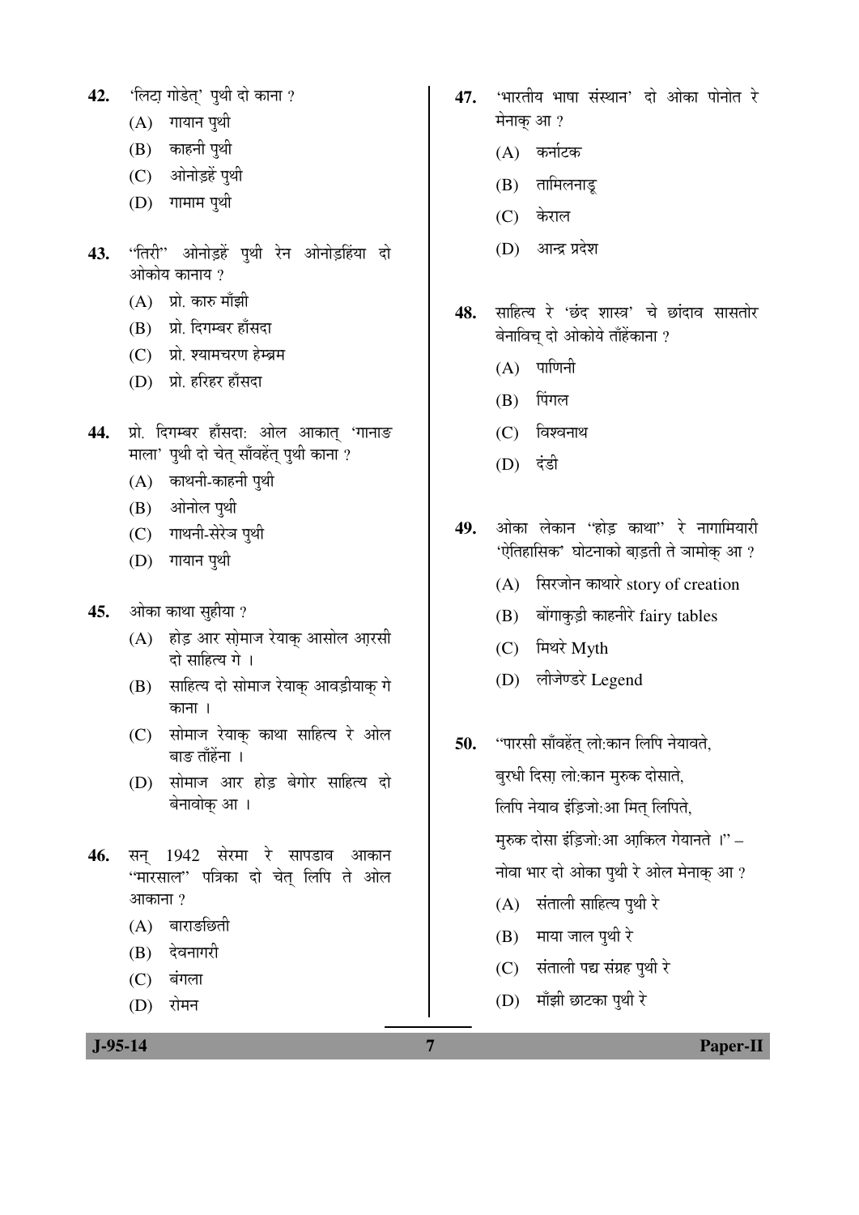42. 'लिटा़ गोडेत्' पुथी दो काना ?

(A) गायान पुथी

(B) काहनी पुथी

(C) ओनोड़हें पुथी

(D) गामाम पुथी

43. "तिरी" ओनोड़हें पुथी रेन ओनोड़हिंया दो ओकोय कानाय ?

(A) प्रो. कारु माँझी

(B) प्रो. दिगम्बर हाँसदा

(C) प्रो. श्यामचरण हेम्ब्रम

(D) प्रो. हरिहर हाँसदा

44. प्रो. दिगम्बर हाँसदा: ओल आकात् 'गानाङ माला' पुथी दो चेत् साँवहेंत् पुथी काना ?

(A) काथनी-काहनी पुथी

(B) ओनोल पुथी

(C) गाथनी-सेरेञ पुथी

(D) गायान पुथी

45. ओका काथा सुहीया ?

(A) होड़ आर सोमाज रेयाक् आसोल आ़रसी दो साहित्य गे ।

(B) साहित्य दो सोमाज रेयाक् आवड़ीयाक् गे काना ।

(C) सोमाज रेयाक् काथा साहित्य रे ओल बाङ ताँहेंना ।

(D) सोमाज आर होड़ बेगोर साहित्य दो बेनावोक् आ ।

46. सन् 1942 सेरमा रे सापडाव आकान "मारसाल" पत्रिका दो चेत् लिपि ते ओल आकाना ?

(A) बाराङछिती

(B) देवनागरी

(C) बंगला

(D) रोमन

47. 'भारतीय भाषा संस्थान' दो ओका पोनोत रे मेनाक् आ ?

(A) कर्नाटक

(B) तामिलनाडू

(C) केराल

(D) आन्द्र प्रदेश

48. साहित्य रे 'छंद शास्त्र' चे छांदाव सासतोर बेनाविच् दो ओकोये ताँहेंकाना ?

(A) पाणिनी

(B) पिंगल

(C) विश्वनाथ

(D) दंडी

49. ओका लेकान "होड़ काथा" रे नागामियारी 'ऐतिहासिक' घोटनाको बा़ड़ती ते ञामोक् आ ?

(A) सिरजोन काथारे story of creation

(B) बोंगाकुड़ी काहनीरे fairy tables

(C) मिथरे Myth

(D) लीजेण्डरे Legend

50. "पारसी साँवहेंत् लो:कान लिपि नेयावते,
बुरधी दिसा़ लो:कान मुरुक दोसाते,
लिपि नेयाव ईंड़िजो:आ मित् लिपिते,
मुरुक दोसा ईंड़िजो:आ आ़किल गेयानते ।" –
नोवा भार दो ओका पुथी रे ओल मेनाक् आ ?

(A) संताली साहित्य पुथी रे

(B) माया जाल पुथी रे

(C) संताली पद्य संग्रह पुथी रे

(D) माँझी छाटका पुथी रे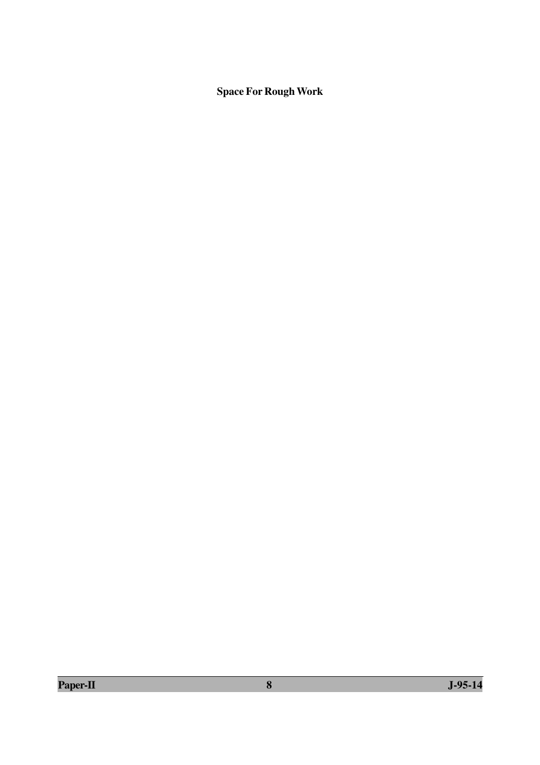**Space For Rough Work**